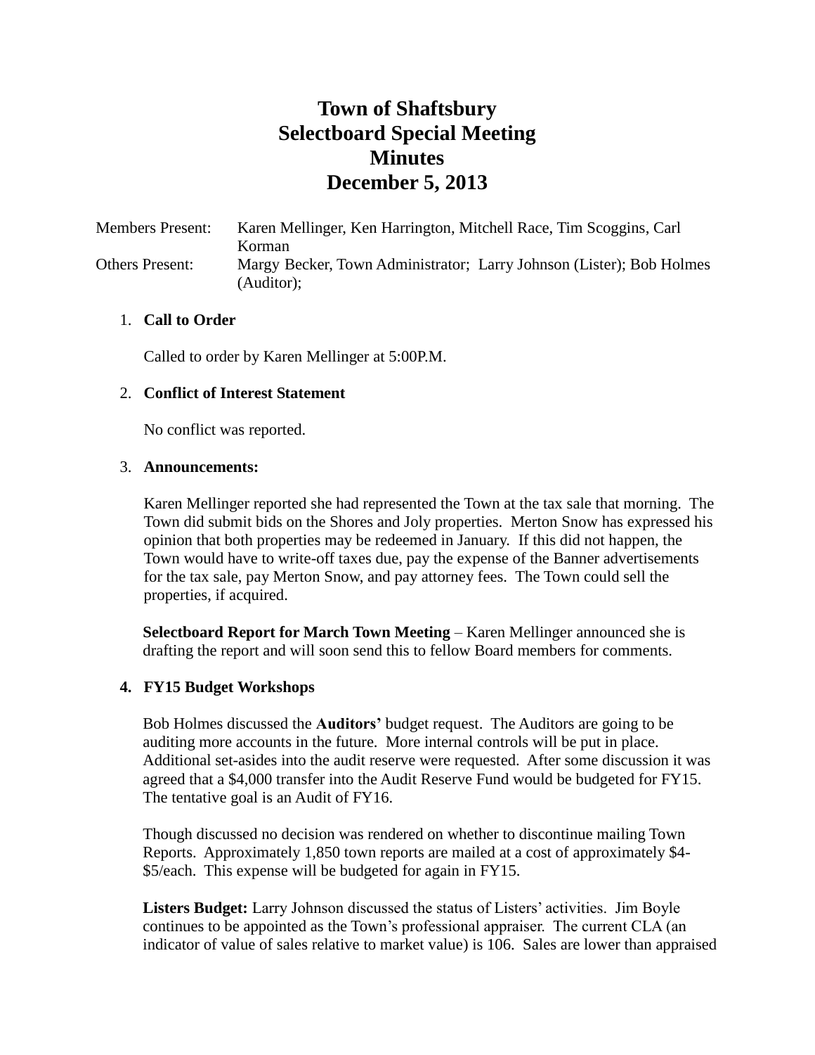# Town of Shaftsbury
# Selectboard Special Meeting
# Minutes
# December 5, 2013

Members Present: Karen Mellinger, Ken Harrington, Mitchell Race, Tim Scoggins, Carl Korman

Others Present: Margy Becker, Town Administrator; Larry Johnson (Lister); Bob Holmes (Auditor);

1. **Call to Order**

   Called to order by Karen Mellinger at 5:00P.M.

2. **Conflict of Interest Statement**

   No conflict was reported.

3. **Announcements:**

   Karen Mellinger reported she had represented the Town at the tax sale that morning. The Town did submit bids on the Shores and Joly properties. Merton Snow has expressed his opinion that both properties may be redeemed in January. If this did not happen, the Town would have to write-off taxes due, pay the expense of the Banner advertisements for the tax sale, pay Merton Snow, and pay attorney fees. The Town could sell the properties, if acquired.

   **Selectboard Report for March Town Meeting** – Karen Mellinger announced she is drafting the report and will soon send this to fellow Board members for comments.

4. **FY15 Budget Workshops**

   Bob Holmes discussed the **Auditors'** budget request. The Auditors are going to be auditing more accounts in the future. More internal controls will be put in place. Additional set-asides into the audit reserve were requested. After some discussion it was agreed that a $4,000 transfer into the Audit Reserve Fund would be budgeted for FY15. The tentative goal is an Audit of FY16.

   Though discussed no decision was rendered on whether to discontinue mailing Town Reports. Approximately 1,850 town reports are mailed at a cost of approximately $4-$5/each. This expense will be budgeted for again in FY15.

   **Listers Budget:** Larry Johnson discussed the status of Listers' activities. Jim Boyle continues to be appointed as the Town's professional appraiser. The current CLA (an indicator of value of sales relative to market value) is 106. Sales are lower than appraised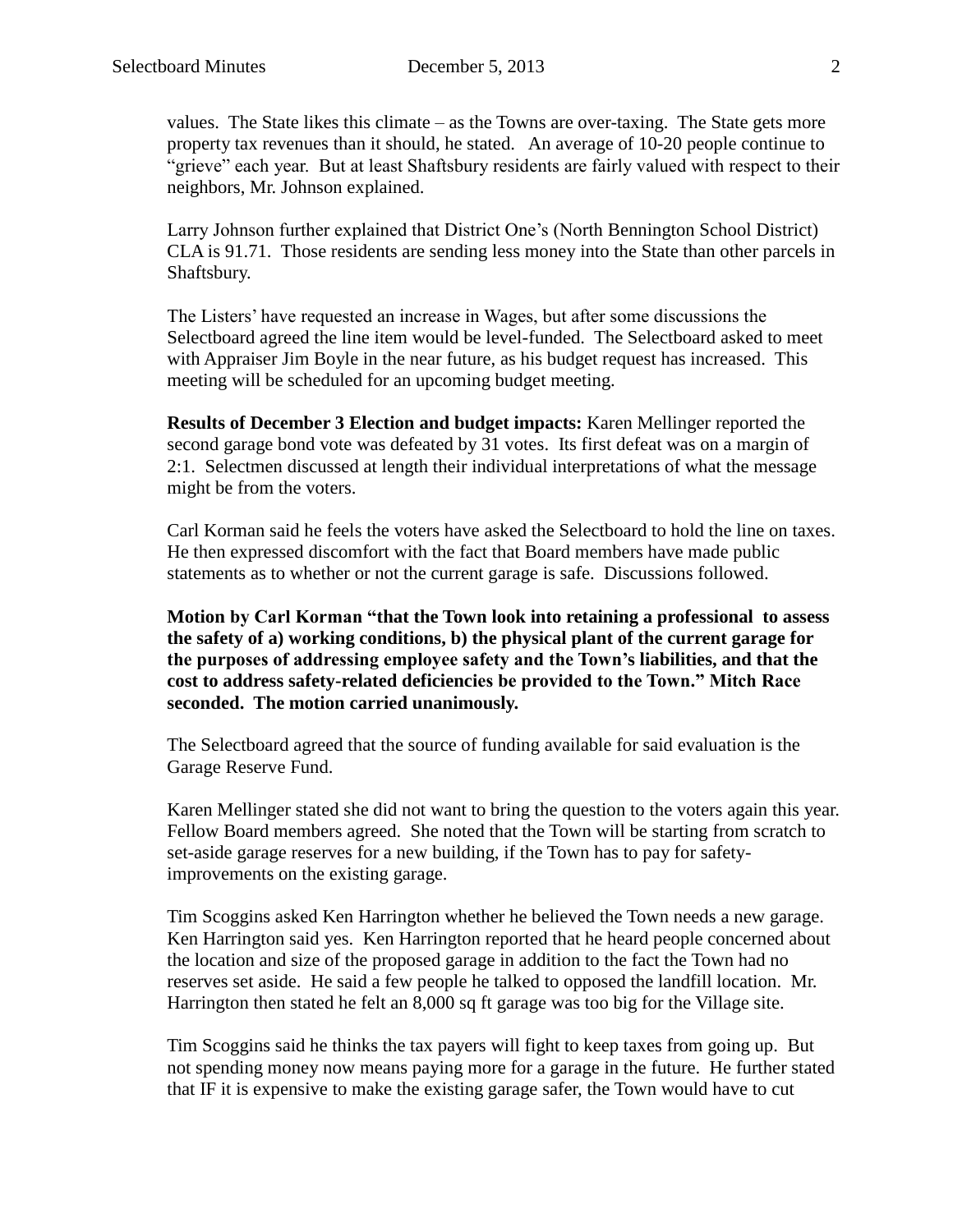values. The State likes this climate – as the Towns are over-taxing. The State gets more property tax revenues than it should, he stated. An average of 10-20 people continue to "grieve" each year. But at least Shaftsbury residents are fairly valued with respect to their neighbors, Mr. Johnson explained.

Larry Johnson further explained that District One's (North Bennington School District) CLA is 91.71. Those residents are sending less money into the State than other parcels in Shaftsbury.

The Listers' have requested an increase in Wages, but after some discussions the Selectboard agreed the line item would be level-funded. The Selectboard asked to meet with Appraiser Jim Boyle in the near future, as his budget request has increased. This meeting will be scheduled for an upcoming budget meeting.

**Results of December 3 Election and budget impacts:** Karen Mellinger reported the second garage bond vote was defeated by 31 votes. Its first defeat was on a margin of 2:1. Selectmen discussed at length their individual interpretations of what the message might be from the voters.

Carl Korman said he feels the voters have asked the Selectboard to hold the line on taxes. He then expressed discomfort with the fact that Board members have made public statements as to whether or not the current garage is safe. Discussions followed.

**Motion by Carl Korman "that the Town look into retaining a professional to assess the safety of a) working conditions, b) the physical plant of the current garage for the purposes of addressing employee safety and the Town's liabilities, and that the cost to address safety-related deficiencies be provided to the Town." Mitch Race seconded. The motion carried unanimously.**

The Selectboard agreed that the source of funding available for said evaluation is the Garage Reserve Fund.

Karen Mellinger stated she did not want to bring the question to the voters again this year. Fellow Board members agreed. She noted that the Town will be starting from scratch to set-aside garage reserves for a new building, if the Town has to pay for safety-improvements on the existing garage.

Tim Scoggins asked Ken Harrington whether he believed the Town needs a new garage. Ken Harrington said yes. Ken Harrington reported that he heard people concerned about the location and size of the proposed garage in addition to the fact the Town had no reserves set aside. He said a few people he talked to opposed the landfill location. Mr. Harrington then stated he felt an 8,000 sq ft garage was too big for the Village site.

Tim Scoggins said he thinks the tax payers will fight to keep taxes from going up. But not spending money now means paying more for a garage in the future. He further stated that IF it is expensive to make the existing garage safer, the Town would have to cut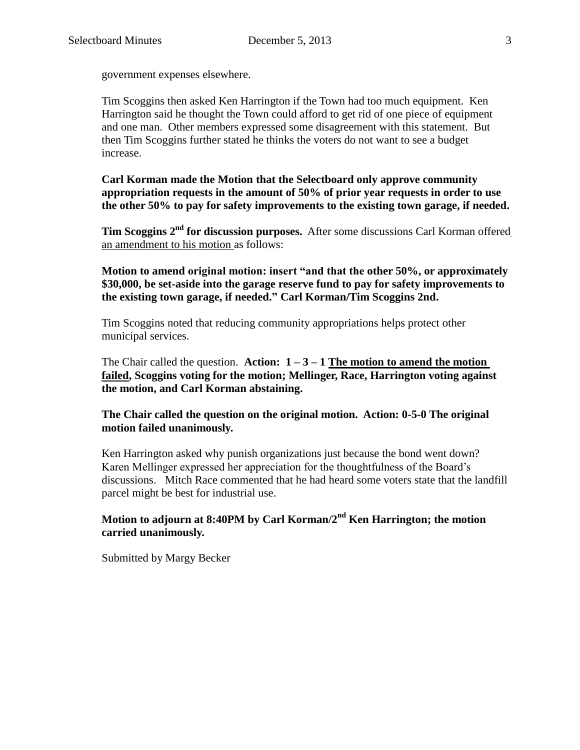government expenses elsewhere.

Tim Scoggins then asked Ken Harrington if the Town had too much equipment. Ken Harrington said he thought the Town could afford to get rid of one piece of equipment and one man. Other members expressed some disagreement with this statement. But then Tim Scoggins further stated he thinks the voters do not want to see a budget increase.

**Carl Korman made the Motion that the Selectboard only approve community appropriation requests in the amount of 50% of prior year requests in order to use the other 50% to pay for safety improvements to the existing town garage, if needed.**

**Tim Scoggins 2nd for discussion purposes.** After some discussions Carl Korman offered an amendment to his motion as follows:

**Motion to amend original motion: insert "and that the other 50%, or approximately $30,000, be set-aside into the garage reserve fund to pay for safety improvements to the existing town garage, if needed." Carl Korman/Tim Scoggins 2nd.**

Tim Scoggins noted that reducing community appropriations helps protect other municipal services.

The Chair called the question. **Action: 1 – 3 – 1 The motion to amend the motion failed, Scoggins voting for the motion; Mellinger, Race, Harrington voting against the motion, and Carl Korman abstaining.**

**The Chair called the question on the original motion. Action: 0-5-0 The original motion failed unanimously.**

Ken Harrington asked why punish organizations just because the bond went down? Karen Mellinger expressed her appreciation for the thoughtfulness of the Board's discussions. Mitch Race commented that he had heard some voters state that the landfill parcel might be best for industrial use.

**Motion to adjourn at 8:40PM by Carl Korman/2nd Ken Harrington; the motion carried unanimously.**

Submitted by Margy Becker